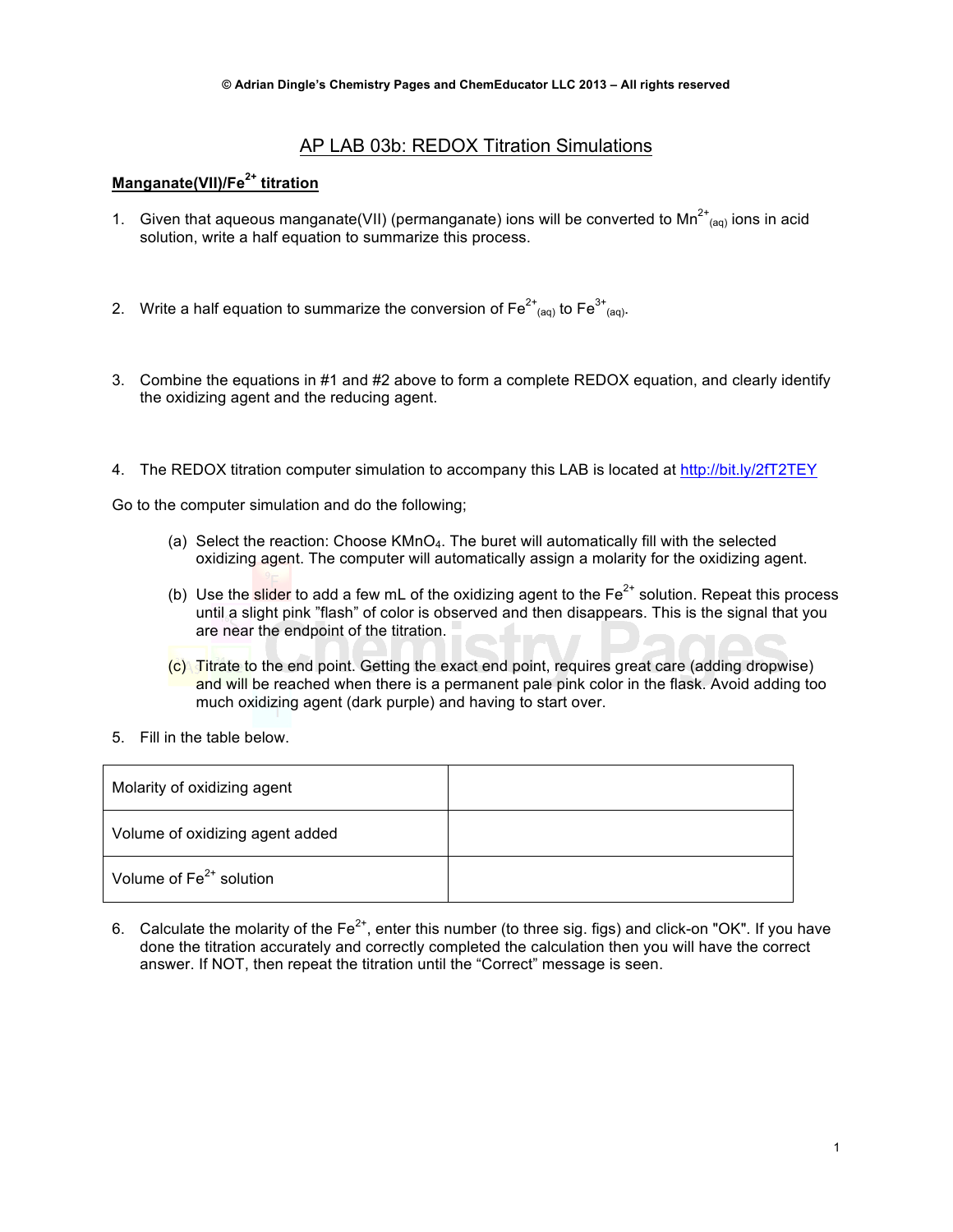© Adrian Dingle's Chemistry Pages and ChemEducator LLC 2013 – All rights reserved

# AP LAB 03b: REDOX Titration Simulations

## Manganate(VII)/$Fe^{2+}$ titration

1. Given that aqueous manganate(VII) (permanganate) ions will be converted to $Mn^{2+}_{(aq)}$ ions in acid solution, write a half equation to summarize this process.

2. Write a half equation to summarize the conversion of $Fe^{2+}_{(aq)}$ to $Fe^{3+}_{(aq)}$.

3. Combine the equations in #1 and #2 above to form a complete REDOX equation, and clearly identify the oxidizing agent and the reducing agent.

4. The REDOX titration computer simulation to accompany this LAB is located at http://bit.ly/2fT2TEY

Go to the computer simulation and do the following;

(a) Select the reaction: Choose $KMnO_4$. The buret will automatically fill with the selected oxidizing agent. The computer will automatically assign a molarity for the oxidizing agent.

(b) Use the slider to add a few mL of the oxidizing agent to the $Fe^{2+}$ solution. Repeat this process until a slight pink "flash" of color is observed and then disappears. This is the signal that you are near the endpoint of the titration.

(c) Titrate to the end point. Getting the exact end point, requires great care (adding dropwise) and will be reached when there is a permanent pale pink color in the flask. Avoid adding too much oxidizing agent (dark purple) and having to start over.

5. Fill in the table below.

| | |
|---|---|
| Molarity of oxidizing agent | |
| Volume of oxidizing agent added | |
| Volume of $Fe^{2+}$ solution | |

6. Calculate the molarity of the $Fe^{2+}$, enter this number (to three sig. figs) and click-on "OK". If you have done the titration accurately and correctly completed the calculation then you will have the correct answer. If NOT, then repeat the titration until the "Correct" message is seen.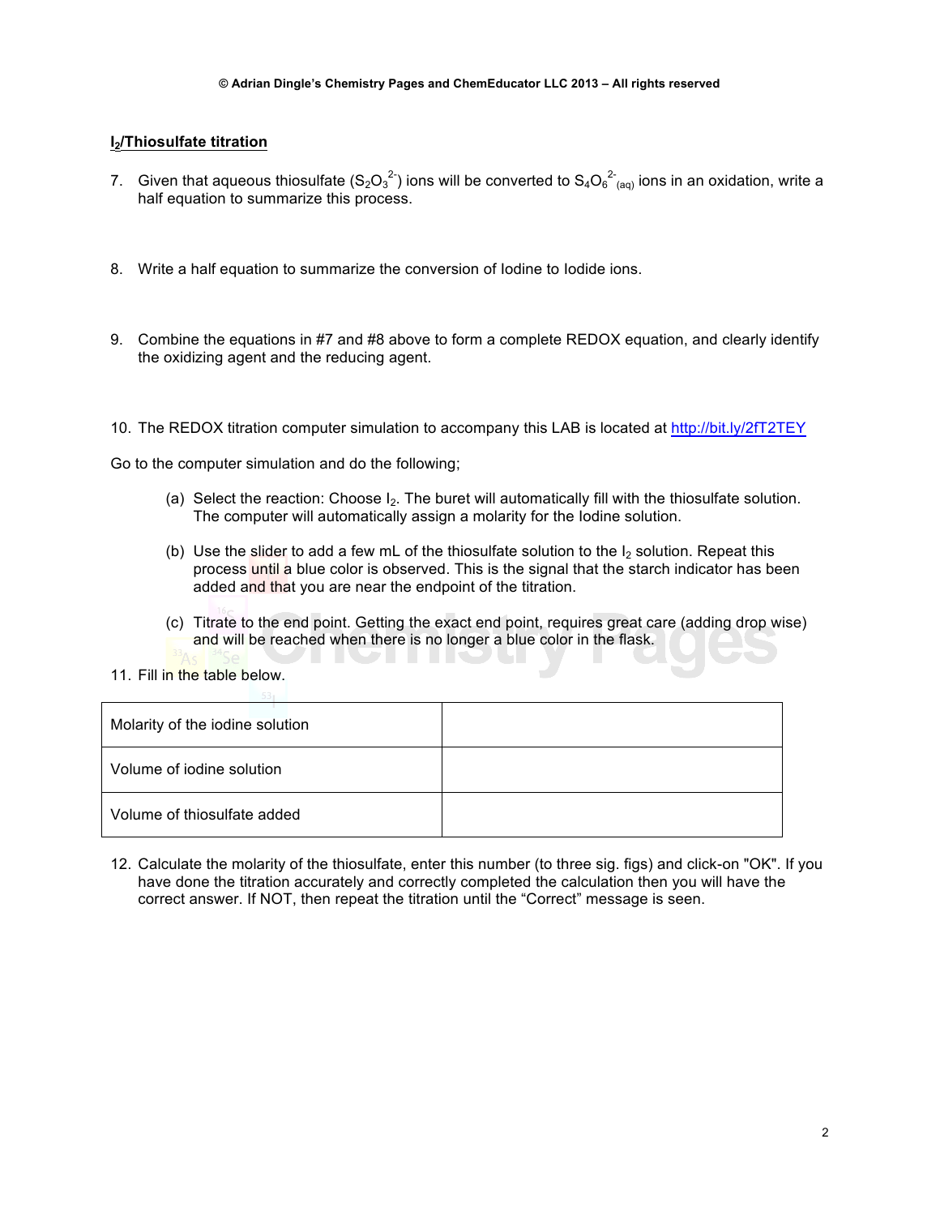## $I_2$/Thiosulfate titration

7. Given that aqueous thiosulfate ($S_2O_3^{2-}$) ions will be converted to $S_4O_6^{2-}{}_{(aq)}$ ions in an oxidation, write a half equation to summarize this process.

8. Write a half equation to summarize the conversion of Iodine to Iodide ions.

9. Combine the equations in #7 and #8 above to form a complete REDOX equation, and clearly identify the oxidizing agent and the reducing agent.

10. The REDOX titration computer simulation to accompany this LAB is located at http://bit.ly/2fT2TEY

Go to the computer simulation and do the following;

   (a) Select the reaction: Choose $I_2$. The buret will automatically fill with the thiosulfate solution. The computer will automatically assign a molarity for the Iodine solution.

   (b) Use the slider to add a few mL of the thiosulfate solution to the $I_2$ solution. Repeat this process until a blue color is observed. This is the signal that the starch indicator has been added and that you are near the endpoint of the titration.

   (c) Titrate to the end point. Getting the exact end point, requires great care (adding drop wise) and will be reached when there is no longer a blue color in the flask.

11. Fill in the table below.

| Molarity of the iodine solution | |
|---|---|
| Volume of iodine solution | |
| Volume of thiosulfate added | |

12. Calculate the molarity of the thiosulfate, enter this number (to three sig. figs) and click-on "OK". If you have done the titration accurately and correctly completed the calculation then you will have the correct answer. If NOT, then repeat the titration until the "Correct" message is seen.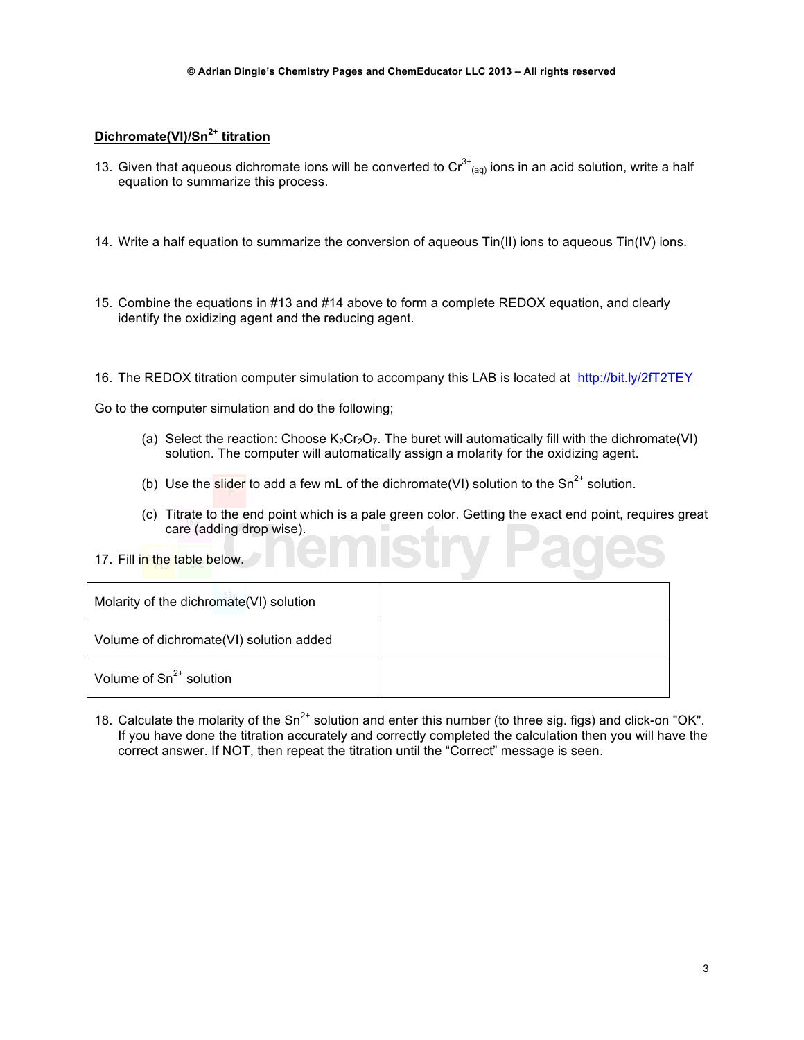**Dichromate(VI)/$Sn^{2+}$ titration**

13. Given that aqueous dichromate ions will be converted to $Cr^{3+}_{(aq)}$ ions in an acid solution, write a half equation to summarize this process.

14. Write a half equation to summarize the conversion of aqueous Tin(II) ions to aqueous Tin(IV) ions.

15. Combine the equations in #13 and #14 above to form a complete REDOX equation, and clearly identify the oxidizing agent and the reducing agent.

16. The REDOX titration computer simulation to accompany this LAB is located at http://bit.ly/2fT2TEY

Go to the computer simulation and do the following;

(a) Select the reaction: Choose $K_2Cr_2O_7$. The buret will automatically fill with the dichromate(VI) solution. The computer will automatically assign a molarity for the oxidizing agent.

(b) Use the slider to add a few mL of the dichromate(VI) solution to the $Sn^{2+}$ solution.

(c) Titrate to the end point which is a pale green color. Getting the exact end point, requires great care (adding drop wise).

17. Fill in the table below.

| | |
|---|---|
| Molarity of the dichromate(VI) solution | |
| Volume of dichromate(VI) solution added | |
| Volume of $Sn^{2+}$ solution | |

18. Calculate the molarity of the $Sn^{2+}$ solution and enter this number (to three sig. figs) and click-on "OK". If you have done the titration accurately and correctly completed the calculation then you will have the correct answer. If NOT, then repeat the titration until the "Correct" message is seen.